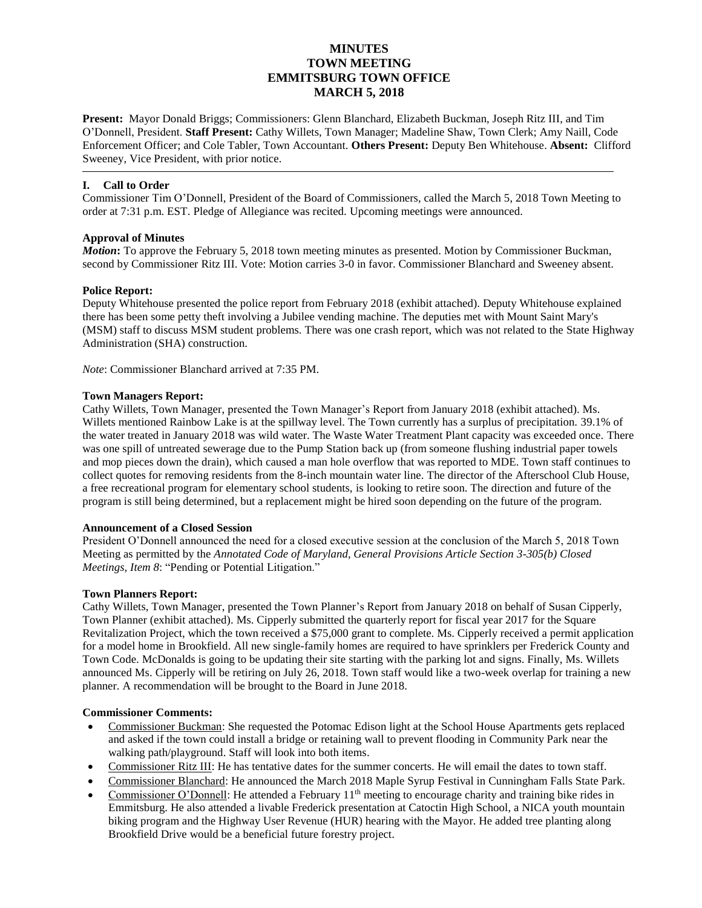# MINUTES
# TOWN MEETING
# EMMITSBURG TOWN OFFICE
# MARCH 5, 2018

**Present:** Mayor Donald Briggs; Commissioners: Glenn Blanchard, Elizabeth Buckman, Joseph Ritz III, and Tim O'Donnell, President. **Staff Present:** Cathy Willets, Town Manager; Madeline Shaw, Town Clerk; Amy Naill, Code Enforcement Officer; and Cole Tabler, Town Accountant. **Others Present:** Deputy Ben Whitehouse. **Absent:** Clifford Sweeney, Vice President, with prior notice.

---

### I. Call to Order

Commissioner Tim O'Donnell, President of the Board of Commissioners, called the March 5, 2018 Town Meeting to order at 7:31 p.m. EST. Pledge of Allegiance was recited. Upcoming meetings were announced.

**Approval of Minutes**

***Motion*:** To approve the February 5, 2018 town meeting minutes as presented. Motion by Commissioner Buckman, second by Commissioner Ritz III. Vote: Motion carries 3-0 in favor. Commissioner Blanchard and Sweeney absent.

**Police Report:**

Deputy Whitehouse presented the police report from February 2018 (exhibit attached). Deputy Whitehouse explained there has been some petty theft involving a Jubilee vending machine. The deputies met with Mount Saint Mary's (MSM) staff to discuss MSM student problems. There was one crash report, which was not related to the State Highway Administration (SHA) construction.

*Note*: Commissioner Blanchard arrived at 7:35 PM.

**Town Managers Report:**

Cathy Willets, Town Manager, presented the Town Manager's Report from January 2018 (exhibit attached). Ms. Willets mentioned Rainbow Lake is at the spillway level. The Town currently has a surplus of precipitation. 39.1% of the water treated in January 2018 was wild water. The Waste Water Treatment Plant capacity was exceeded once. There was one spill of untreated sewerage due to the Pump Station back up (from someone flushing industrial paper towels and mop pieces down the drain), which caused a man hole overflow that was reported to MDE. Town staff continues to collect quotes for removing residents from the 8-inch mountain water line. The director of the Afterschool Club House, a free recreational program for elementary school students, is looking to retire soon. The direction and future of the program is still being determined, but a replacement might be hired soon depending on the future of the program.

**Announcement of a Closed Session**

President O'Donnell announced the need for a closed executive session at the conclusion of the March 5, 2018 Town Meeting as permitted by the *Annotated Code of Maryland, General Provisions Article Section 3-305(b) Closed Meetings, Item 8*: "Pending or Potential Litigation."

**Town Planners Report:**

Cathy Willets, Town Manager, presented the Town Planner's Report from January 2018 on behalf of Susan Cipperly, Town Planner (exhibit attached). Ms. Cipperly submitted the quarterly report for fiscal year 2017 for the Square Revitalization Project, which the town received a $75,000 grant to complete. Ms. Cipperly received a permit application for a model home in Brookfield. All new single-family homes are required to have sprinklers per Frederick County and Town Code. McDonalds is going to be updating their site starting with the parking lot and signs. Finally, Ms. Willets announced Ms. Cipperly will be retiring on July 26, 2018. Town staff would like a two-week overlap for training a new planner. A recommendation will be brought to the Board in June 2018.

**Commissioner Comments:**

- Commissioner Buckman: She requested the Potomac Edison light at the School House Apartments gets replaced and asked if the town could install a bridge or retaining wall to prevent flooding in Community Park near the walking path/playground. Staff will look into both items.
- Commissioner Ritz III: He has tentative dates for the summer concerts. He will email the dates to town staff.
- Commissioner Blanchard: He announced the March 2018 Maple Syrup Festival in Cunningham Falls State Park.
- Commissioner O'Donnell: He attended a February 11th meeting to encourage charity and training bike rides in Emmitsburg. He also attended a livable Frederick presentation at Catoctin High School, a NICA youth mountain biking program and the Highway User Revenue (HUR) hearing with the Mayor. He added tree planting along Brookfield Drive would be a beneficial future forestry project.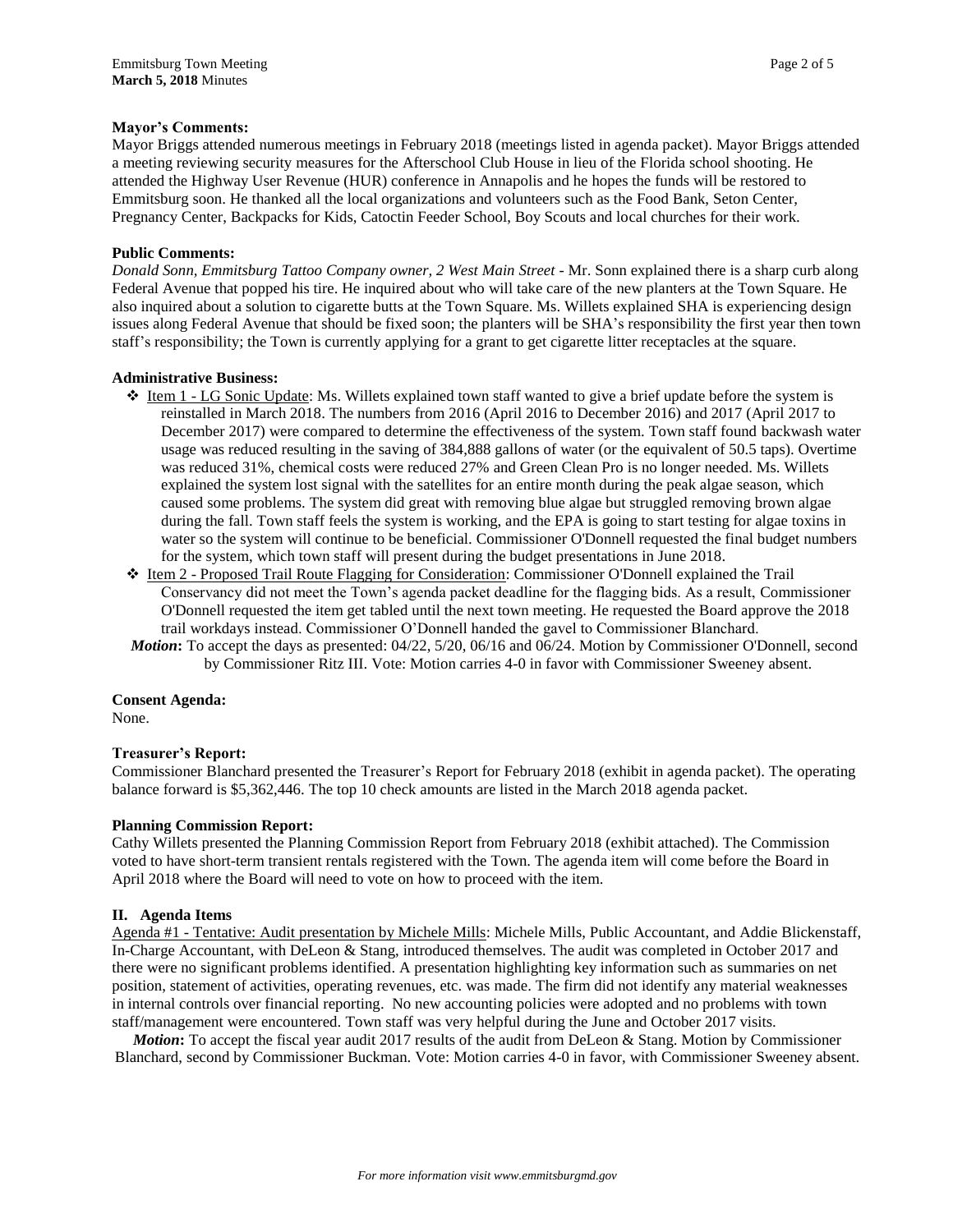**Mayor's Comments:**

Mayor Briggs attended numerous meetings in February 2018 (meetings listed in agenda packet). Mayor Briggs attended a meeting reviewing security measures for the Afterschool Club House in lieu of the Florida school shooting. He attended the Highway User Revenue (HUR) conference in Annapolis and he hopes the funds will be restored to Emmitsburg soon. He thanked all the local organizations and volunteers such as the Food Bank, Seton Center, Pregnancy Center, Backpacks for Kids, Catoctin Feeder School, Boy Scouts and local churches for their work.

**Public Comments:**

*Donald Sonn, Emmitsburg Tattoo Company owner, 2 West Main Street* - Mr. Sonn explained there is a sharp curb along Federal Avenue that popped his tire. He inquired about who will take care of the new planters at the Town Square. He also inquired about a solution to cigarette butts at the Town Square. Ms. Willets explained SHA is experiencing design issues along Federal Avenue that should be fixed soon; the planters will be SHA's responsibility the first year then town staff's responsibility; the Town is currently applying for a grant to get cigarette litter receptacles at the square.

**Administrative Business:**

- Item 1 - LG Sonic Update: Ms. Willets explained town staff wanted to give a brief update before the system is reinstalled in March 2018. The numbers from 2016 (April 2016 to December 2016) and 2017 (April 2017 to December 2017) were compared to determine the effectiveness of the system. Town staff found backwash water usage was reduced resulting in the saving of 384,888 gallons of water (or the equivalent of 50.5 taps). Overtime was reduced 31%, chemical costs were reduced 27% and Green Clean Pro is no longer needed. Ms. Willets explained the system lost signal with the satellites for an entire month during the peak algae season, which caused some problems. The system did great with removing blue algae but struggled removing brown algae during the fall. Town staff feels the system is working, and the EPA is going to start testing for algae toxins in water so the system will continue to be beneficial. Commissioner O'Donnell requested the final budget numbers for the system, which town staff will present during the budget presentations in June 2018.
- Item 2 - Proposed Trail Route Flagging for Consideration: Commissioner O'Donnell explained the Trail Conservancy did not meet the Town's agenda packet deadline for the flagging bids. As a result, Commissioner O'Donnell requested the item get tabled until the next town meeting. He requested the Board approve the 2018 trail workdays instead. Commissioner O'Donnell handed the gavel to Commissioner Blanchard.

***Motion*:** To accept the days as presented: 04/22, 5/20, 06/16 and 06/24. Motion by Commissioner O'Donnell, second by Commissioner Ritz III. Vote: Motion carries 4-0 in favor with Commissioner Sweeney absent.

**Consent Agenda:**

None.

**Treasurer's Report:**

Commissioner Blanchard presented the Treasurer's Report for February 2018 (exhibit in agenda packet). The operating balance forward is $5,362,446. The top 10 check amounts are listed in the March 2018 agenda packet.

**Planning Commission Report:**

Cathy Willets presented the Planning Commission Report from February 2018 (exhibit attached). The Commission voted to have short-term transient rentals registered with the Town. The agenda item will come before the Board in April 2018 where the Board will need to vote on how to proceed with the item.

## II. Agenda Items

Agenda #1 - Tentative: Audit presentation by Michele Mills: Michele Mills, Public Accountant, and Addie Blickenstaff, In-Charge Accountant, with DeLeon & Stang, introduced themselves. The audit was completed in October 2017 and there were no significant problems identified. A presentation highlighting key information such as summaries on net position, statement of activities, operating revenues, etc. was made. The firm did not identify any material weaknesses in internal controls over financial reporting. No new accounting policies were adopted and no problems with town staff/management were encountered. Town staff was very helpful during the June and October 2017 visits.

***Motion*:** To accept the fiscal year audit 2017 results of the audit from DeLeon & Stang. Motion by Commissioner Blanchard, second by Commissioner Buckman. Vote: Motion carries 4-0 in favor, with Commissioner Sweeney absent.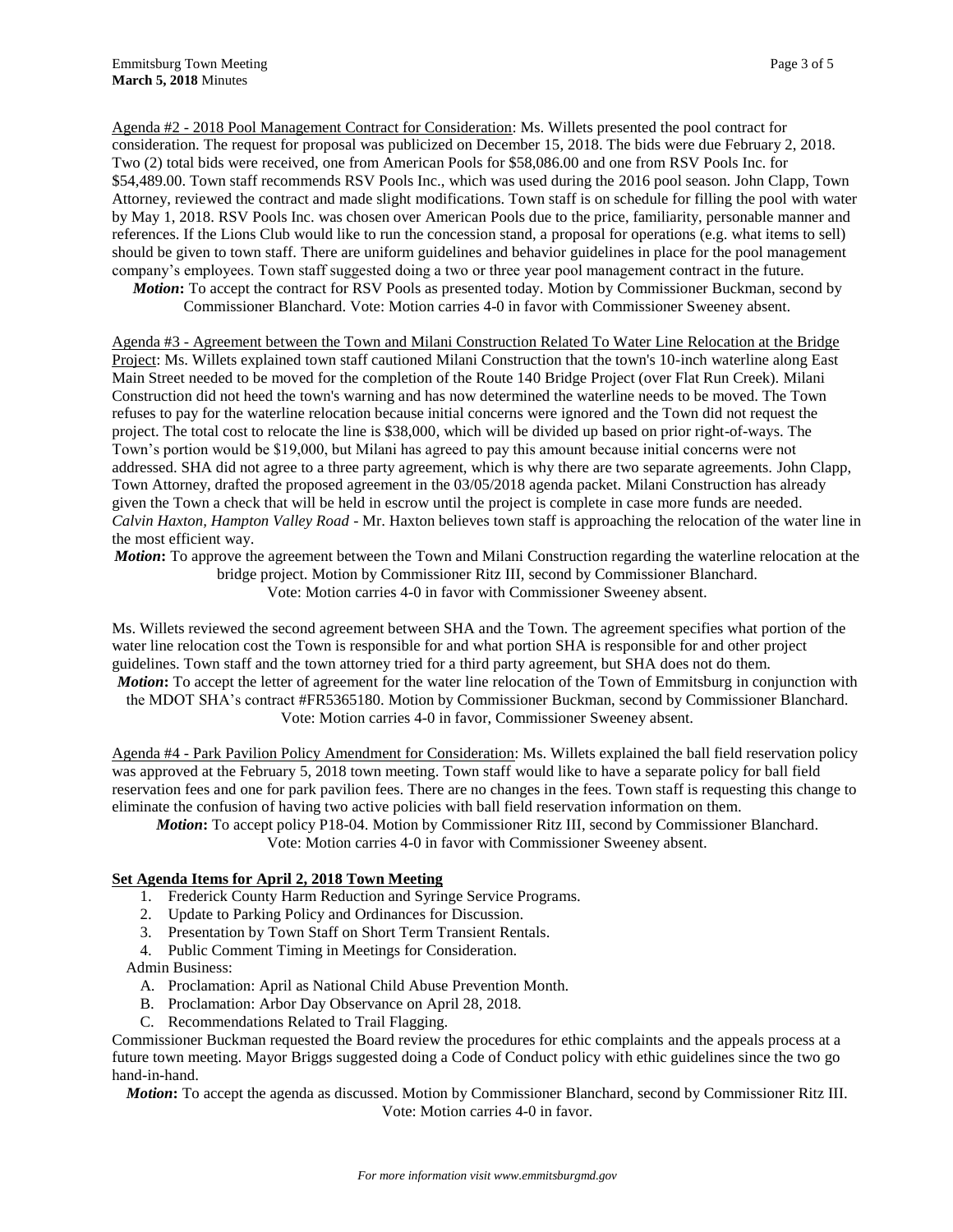Agenda #2 - 2018 Pool Management Contract for Consideration: Ms. Willets presented the pool contract for consideration. The request for proposal was publicized on December 15, 2018. The bids were due February 2, 2018. Two (2) total bids were received, one from American Pools for $58,086.00 and one from RSV Pools Inc. for $54,489.00. Town staff recommends RSV Pools Inc., which was used during the 2016 pool season. John Clapp, Town Attorney, reviewed the contract and made slight modifications. Town staff is on schedule for filling the pool with water by May 1, 2018. RSV Pools Inc. was chosen over American Pools due to the price, familiarity, personable manner and references. If the Lions Club would like to run the concession stand, a proposal for operations (e.g. what items to sell) should be given to town staff. There are uniform guidelines and behavior guidelines in place for the pool management company's employees. Town staff suggested doing a two or three year pool management contract in the future.

***Motion*:** To accept the contract for RSV Pools as presented today. Motion by Commissioner Buckman, second by Commissioner Blanchard. Vote: Motion carries 4-0 in favor with Commissioner Sweeney absent.

Agenda #3 - Agreement between the Town and Milani Construction Related To Water Line Relocation at the Bridge Project: Ms. Willets explained town staff cautioned Milani Construction that the town's 10-inch waterline along East Main Street needed to be moved for the completion of the Route 140 Bridge Project (over Flat Run Creek). Milani Construction did not heed the town's warning and has now determined the waterline needs to be moved. The Town refuses to pay for the waterline relocation because initial concerns were ignored and the Town did not request the project. The total cost to relocate the line is $38,000, which will be divided up based on prior right-of-ways. The Town's portion would be $19,000, but Milani has agreed to pay this amount because initial concerns were not addressed. SHA did not agree to a three party agreement, which is why there are two separate agreements. John Clapp, Town Attorney, drafted the proposed agreement in the 03/05/2018 agenda packet. Milani Construction has already given the Town a check that will be held in escrow until the project is complete in case more funds are needed.

*Calvin Haxton, Hampton Valley Road* - Mr. Haxton believes town staff is approaching the relocation of the water line in the most efficient way.

***Motion*:** To approve the agreement between the Town and Milani Construction regarding the waterline relocation at the bridge project. Motion by Commissioner Ritz III, second by Commissioner Blanchard. Vote: Motion carries 4-0 in favor with Commissioner Sweeney absent.

Ms. Willets reviewed the second agreement between SHA and the Town. The agreement specifies what portion of the water line relocation cost the Town is responsible for and what portion SHA is responsible for and other project guidelines. Town staff and the town attorney tried for a third party agreement, but SHA does not do them.

***Motion*:** To accept the letter of agreement for the water line relocation of the Town of Emmitsburg in conjunction with the MDOT SHA's contract #FR5365180. Motion by Commissioner Buckman, second by Commissioner Blanchard. Vote: Motion carries 4-0 in favor, Commissioner Sweeney absent.

Agenda #4 - Park Pavilion Policy Amendment for Consideration: Ms. Willets explained the ball field reservation policy was approved at the February 5, 2018 town meeting. Town staff would like to have a separate policy for ball field reservation fees and one for park pavilion fees. There are no changes in the fees. Town staff is requesting this change to eliminate the confusion of having two active policies with ball field reservation information on them.

***Motion*:** To accept policy P18-04. Motion by Commissioner Ritz III, second by Commissioner Blanchard. Vote: Motion carries 4-0 in favor with Commissioner Sweeney absent.

**Set Agenda Items for April 2, 2018 Town Meeting**

1. Frederick County Harm Reduction and Syringe Service Programs.
2. Update to Parking Policy and Ordinances for Discussion.
3. Presentation by Town Staff on Short Term Transient Rentals.
4. Public Comment Timing in Meetings for Consideration.

Admin Business:

A. Proclamation: April as National Child Abuse Prevention Month.
B. Proclamation: Arbor Day Observance on April 28, 2018.
C. Recommendations Related to Trail Flagging.

Commissioner Buckman requested the Board review the procedures for ethic complaints and the appeals process at a future town meeting. Mayor Briggs suggested doing a Code of Conduct policy with ethic guidelines since the two go hand-in-hand.

***Motion*:** To accept the agenda as discussed. Motion by Commissioner Blanchard, second by Commissioner Ritz III. Vote: Motion carries 4-0 in favor.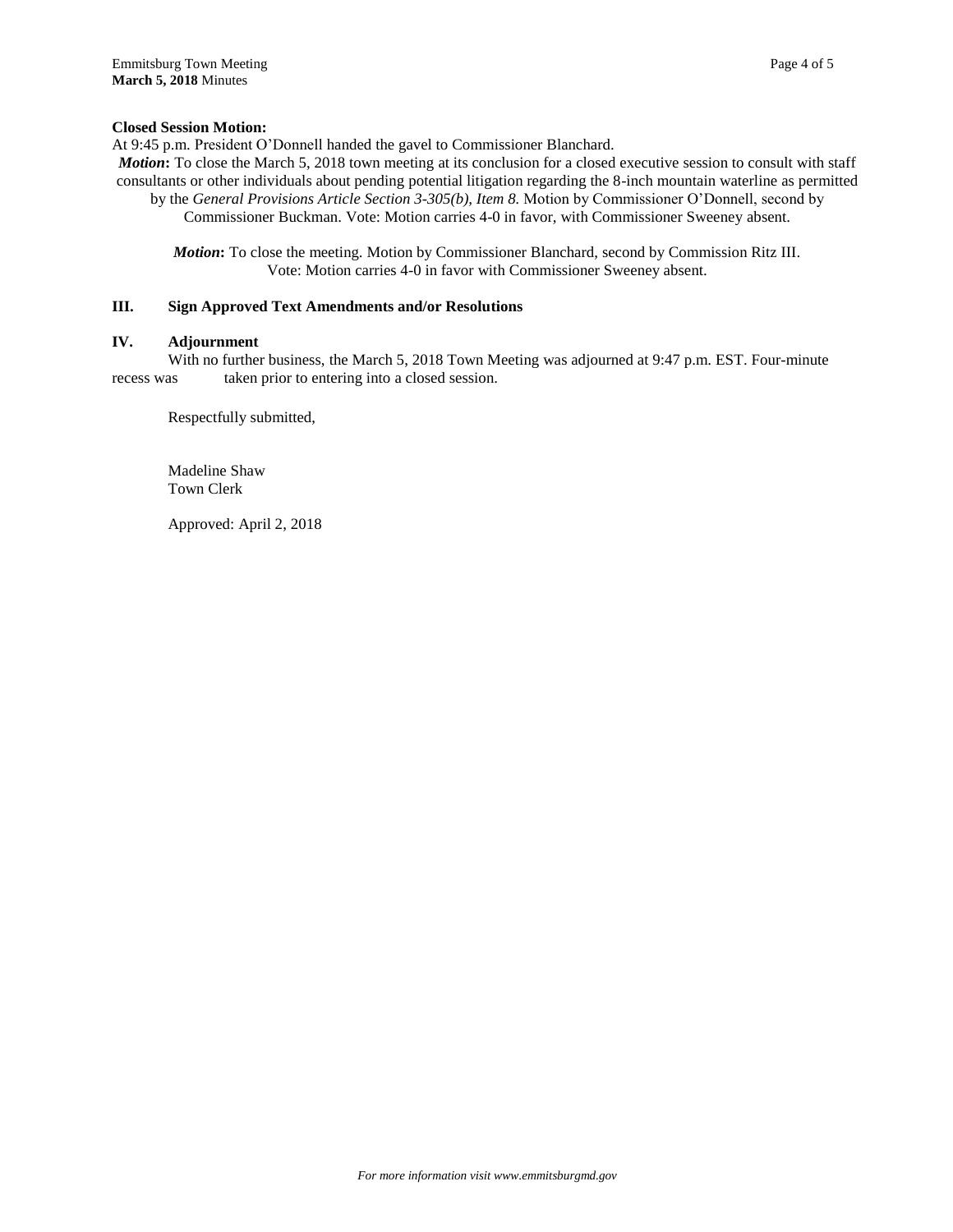**Closed Session Motion:**

At 9:45 p.m. President O'Donnell handed the gavel to Commissioner Blanchard.

***Motion*:** To close the March 5, 2018 town meeting at its conclusion for a closed executive session to consult with staff consultants or other individuals about pending potential litigation regarding the 8-inch mountain waterline as permitted by the *General Provisions Article Section 3-305(b), Item 8.* Motion by Commissioner O'Donnell, second by Commissioner Buckman. Vote: Motion carries 4-0 in favor, with Commissioner Sweeney absent.

***Motion*:** To close the meeting. Motion by Commissioner Blanchard, second by Commission Ritz III. Vote: Motion carries 4-0 in favor with Commissioner Sweeney absent.

## III. Sign Approved Text Amendments and/or Resolutions

## IV. Adjournment

With no further business, the March 5, 2018 Town Meeting was adjourned at 9:47 p.m. EST. Four-minute recess was taken prior to entering into a closed session.

Respectfully submitted,

Madeline Shaw
Town Clerk

Approved: April 2, 2018

*For more information visit www.emmitsburgmd.gov*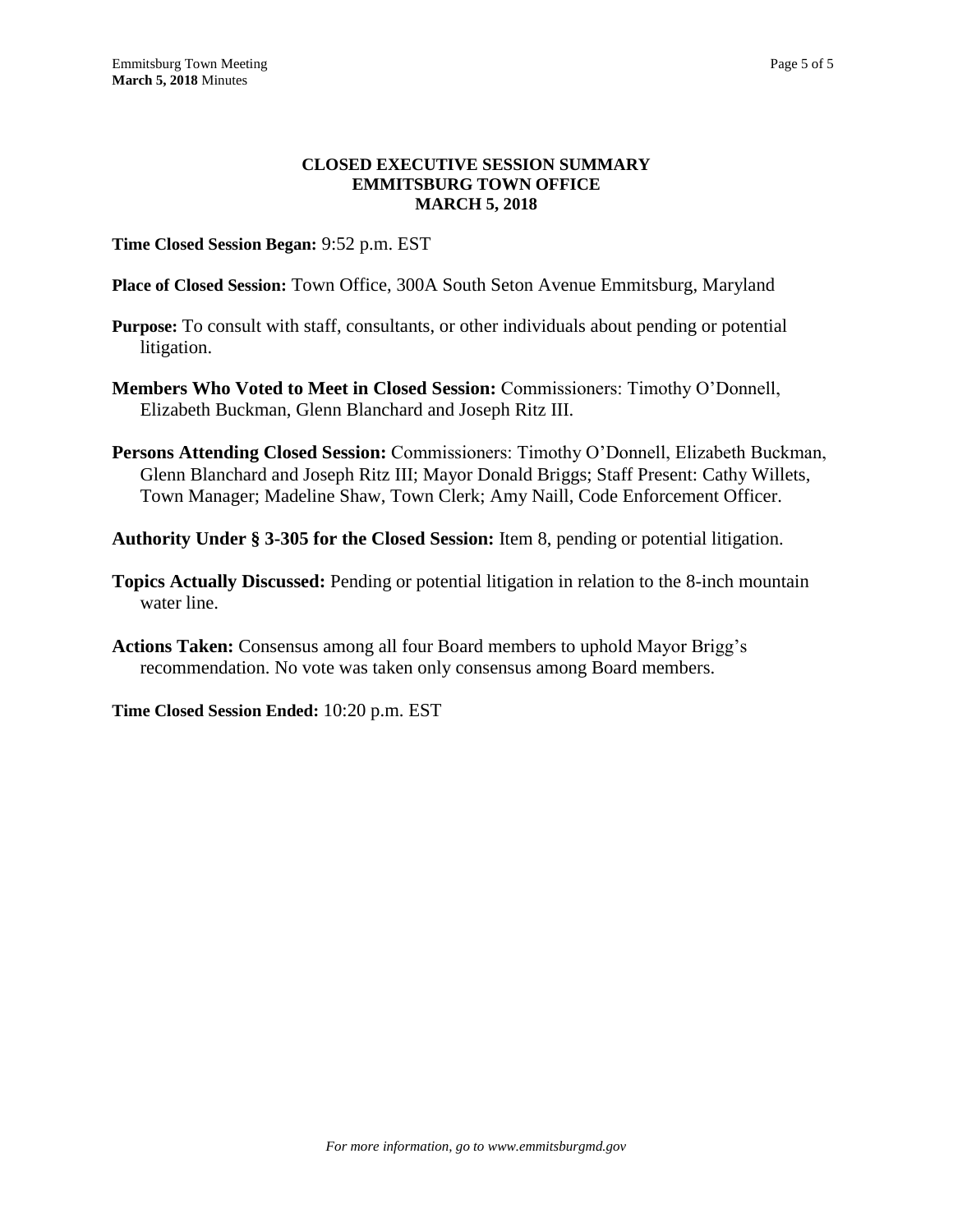# CLOSED EXECUTIVE SESSION SUMMARY
# EMMITSBURG TOWN OFFICE
# MARCH 5, 2018

**Time Closed Session Began:** 9:52 p.m. EST

**Place of Closed Session:** Town Office, 300A South Seton Avenue Emmitsburg, Maryland

**Purpose:** To consult with staff, consultants, or other individuals about pending or potential litigation.

**Members Who Voted to Meet in Closed Session:** Commissioners: Timothy O'Donnell, Elizabeth Buckman, Glenn Blanchard and Joseph Ritz III.

**Persons Attending Closed Session:** Commissioners: Timothy O'Donnell, Elizabeth Buckman, Glenn Blanchard and Joseph Ritz III; Mayor Donald Briggs; Staff Present: Cathy Willets, Town Manager; Madeline Shaw, Town Clerk; Amy Naill, Code Enforcement Officer.

**Authority Under § 3-305 for the Closed Session:** Item 8, pending or potential litigation.

**Topics Actually Discussed:** Pending or potential litigation in relation to the 8-inch mountain water line.

**Actions Taken:** Consensus among all four Board members to uphold Mayor Brigg's recommendation. No vote was taken only consensus among Board members.

**Time Closed Session Ended:** 10:20 p.m. EST

*For more information, go to www.emmitsburgmd.gov*